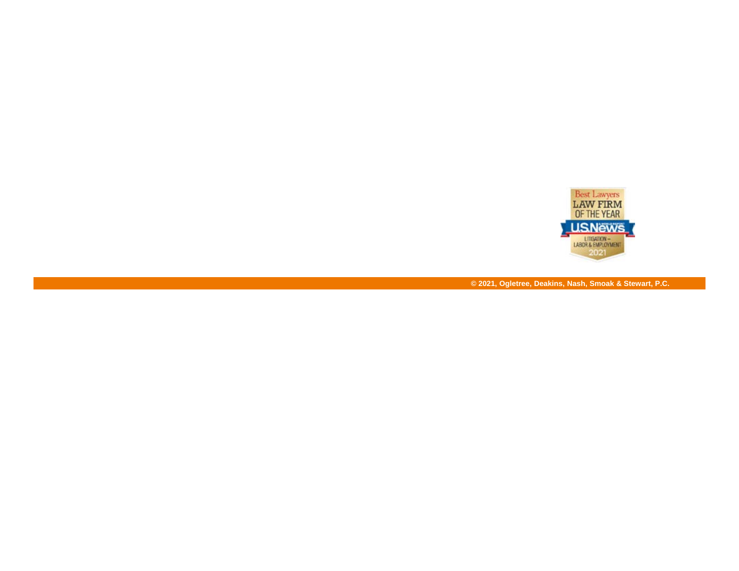Best Lawyers
LAW FIRM
OF THE YEAR
U.S.News
LITIGATION –
LABOR & EMPLOYMENT
2021

© 2021, Ogletree, Deakins, Nash, Smoak & Stewart, P.C.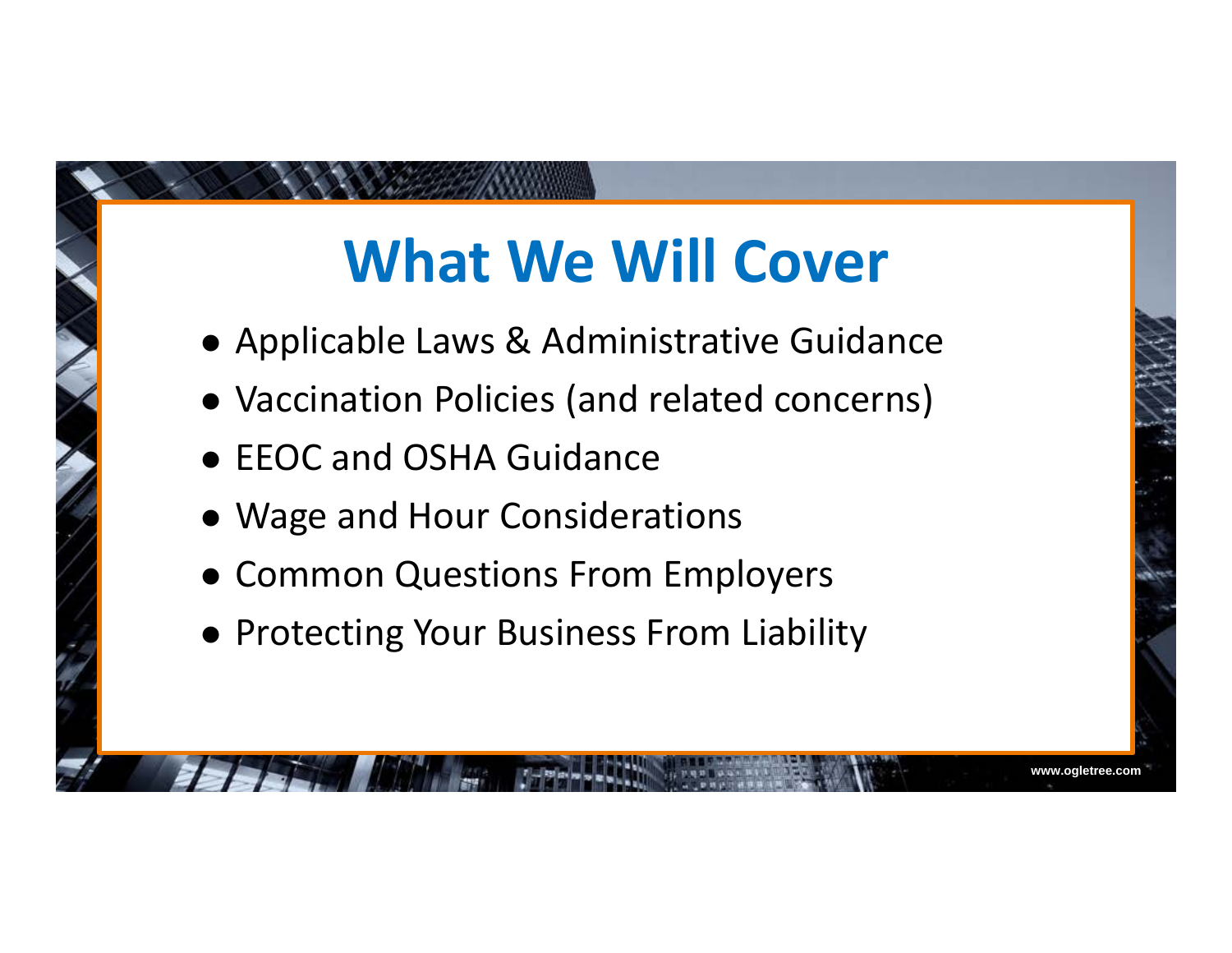# What We Will Cover

- Applicable Laws & Administrative Guidance
- Vaccination Policies (and related concerns)
- EEOC and OSHA Guidance
- Wage and Hour Considerations
- Common Questions From Employers
- Protecting Your Business From Liability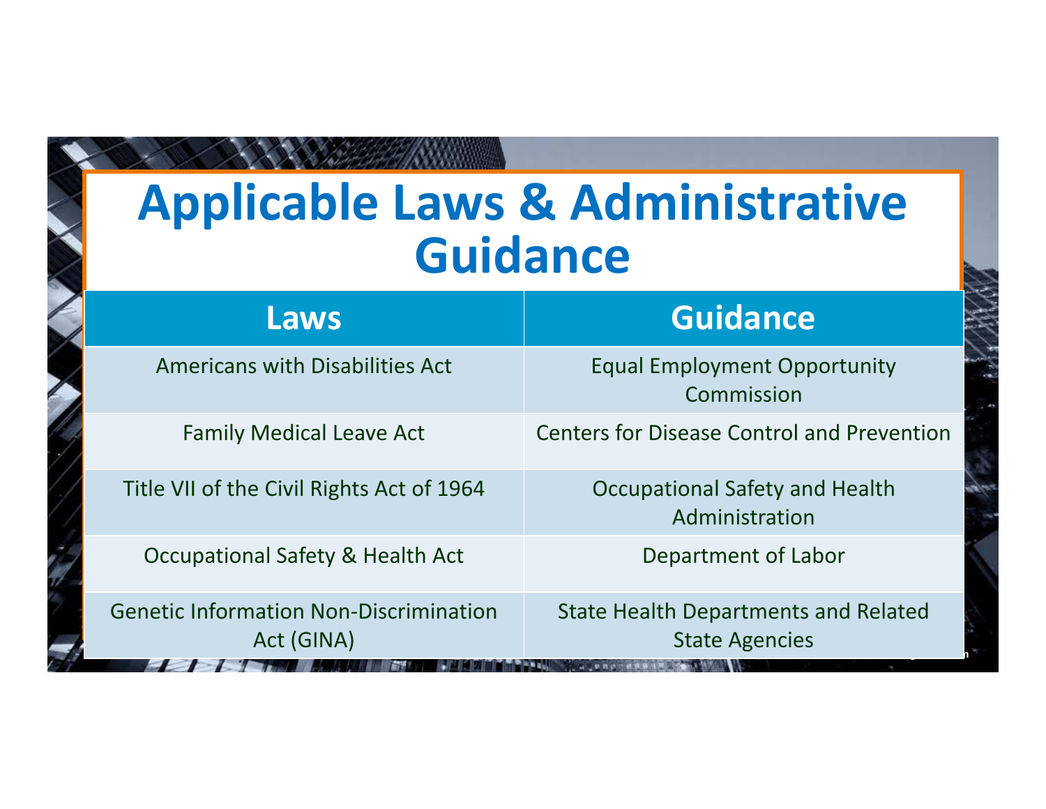# Applicable Laws & Administrative Guidance

| Laws | Guidance |
| --- | --- |
| Americans with Disabilities Act | Equal Employment Opportunity Commission |
| Family Medical Leave Act | Centers for Disease Control and Prevention |
| Title VII of the Civil Rights Act of 1964 | Occupational Safety and Health Administration |
| Occupational Safety & Health Act | Department of Labor |
| Genetic Information Non-Discrimination Act (GINA) | State Health Departments and Related State Agencies |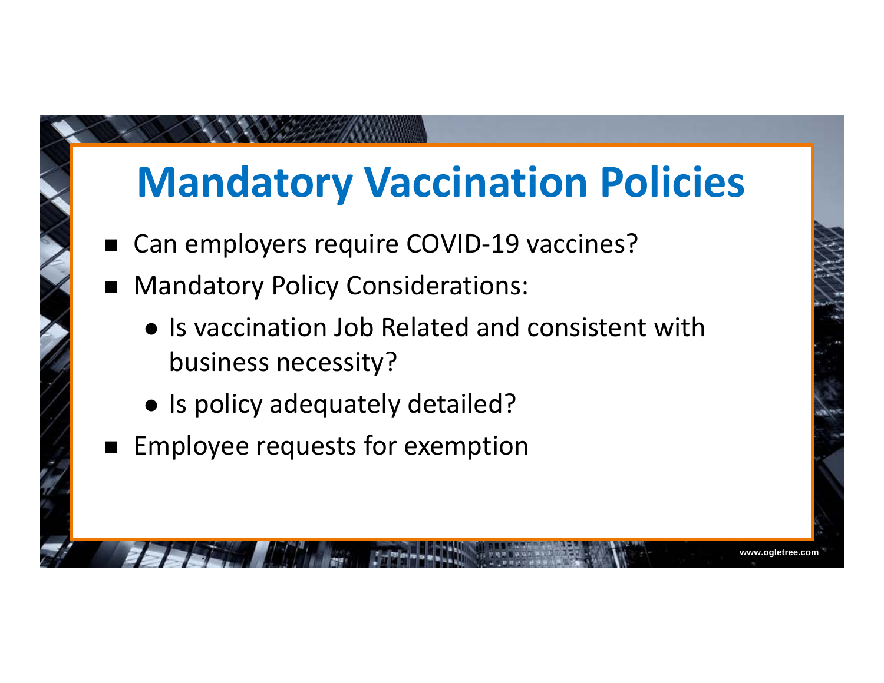# Mandatory Vaccination Policies

- Can employers require COVID-19 vaccines?
- Mandatory Policy Considerations:
  - Is vaccination Job Related and consistent with business necessity?
  - Is policy adequately detailed?
- Employee requests for exemption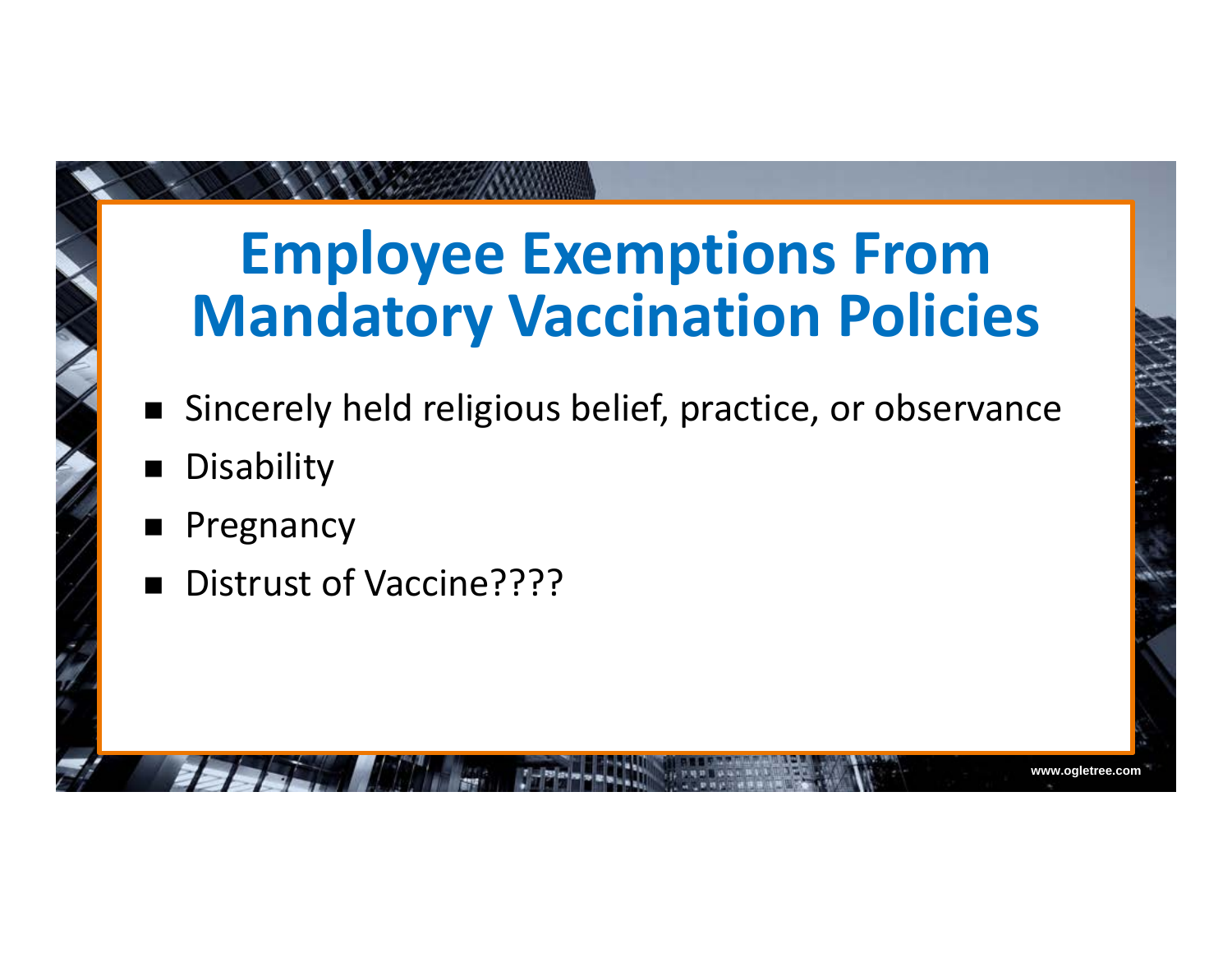# Employee Exemptions From Mandatory Vaccination Policies

- Sincerely held religious belief, practice, or observance
- Disability
- Pregnancy
- Distrust of Vaccine????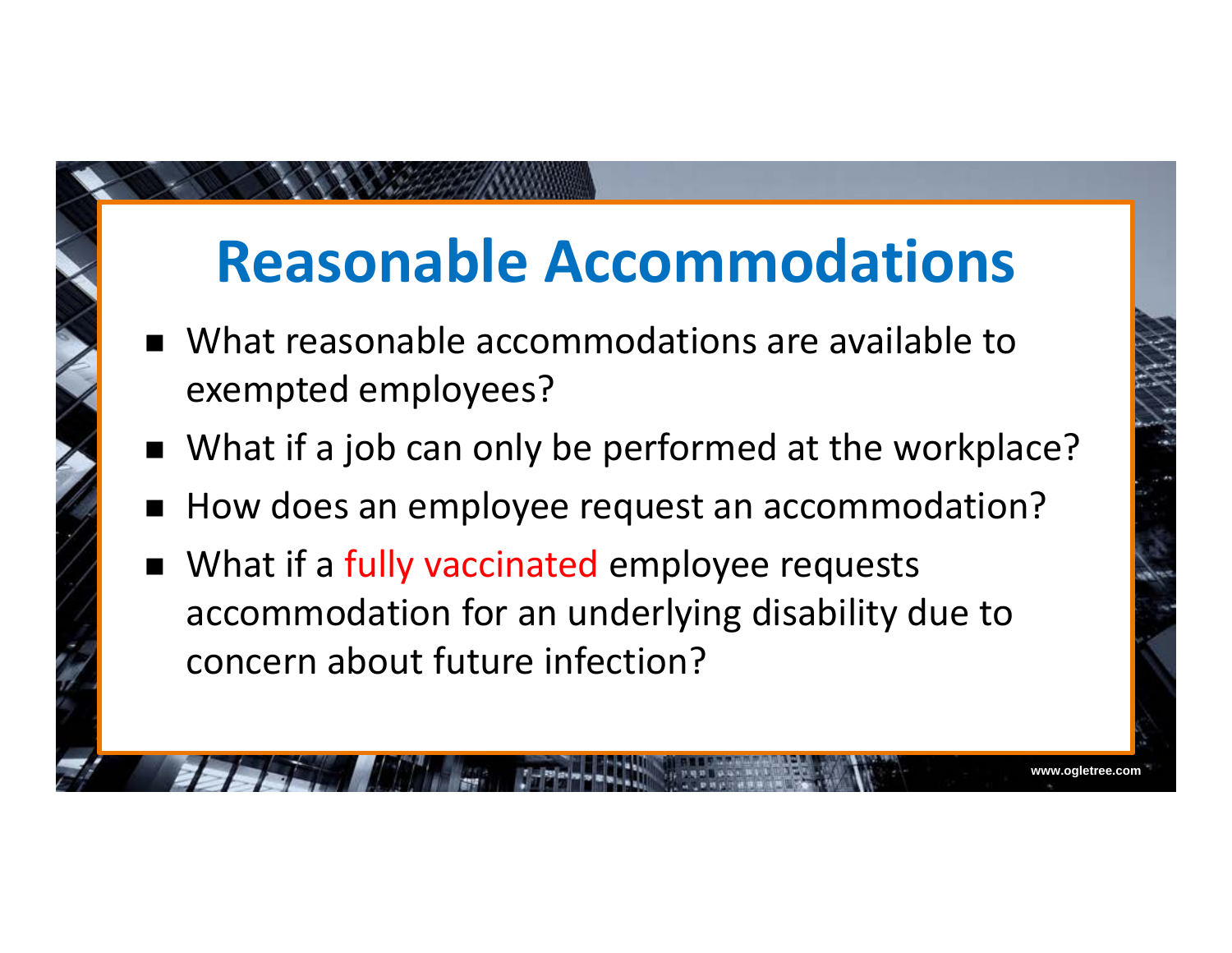# Reasonable Accommodations

- What reasonable accommodations are available to exempted employees?
- What if a job can only be performed at the workplace?
- How does an employee request an accommodation?
- What if a fully vaccinated employee requests accommodation for an underlying disability due to concern about future infection?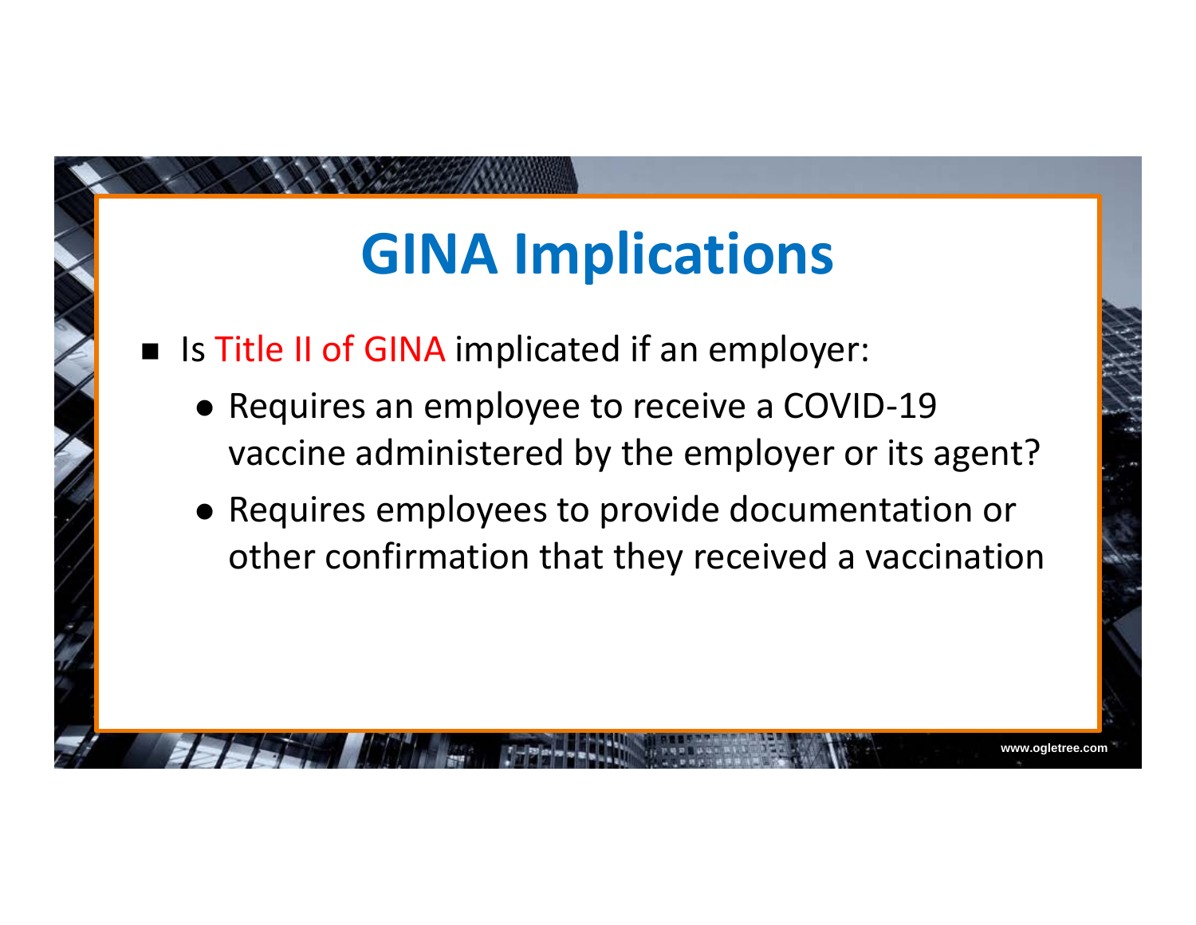# GINA Implications

- Is Title II of GINA implicated if an employer:
  - Requires an employee to receive a COVID-19 vaccine administered by the employer or its agent?
  - Requires employees to provide documentation or other confirmation that they received a vaccination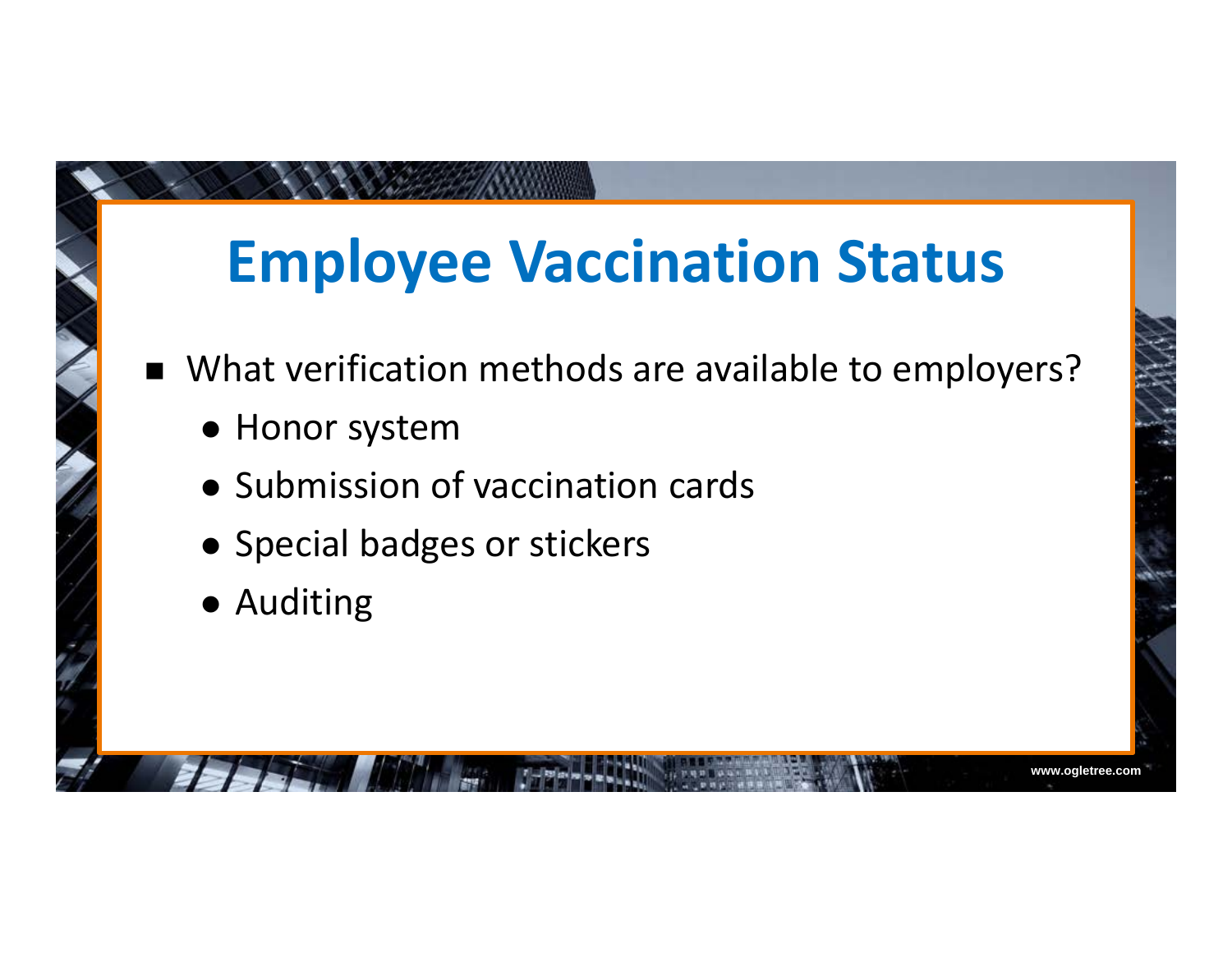# Employee Vaccination Status

- What verification methods are available to employers?
  - Honor system
  - Submission of vaccination cards
  - Special badges or stickers
  - Auditing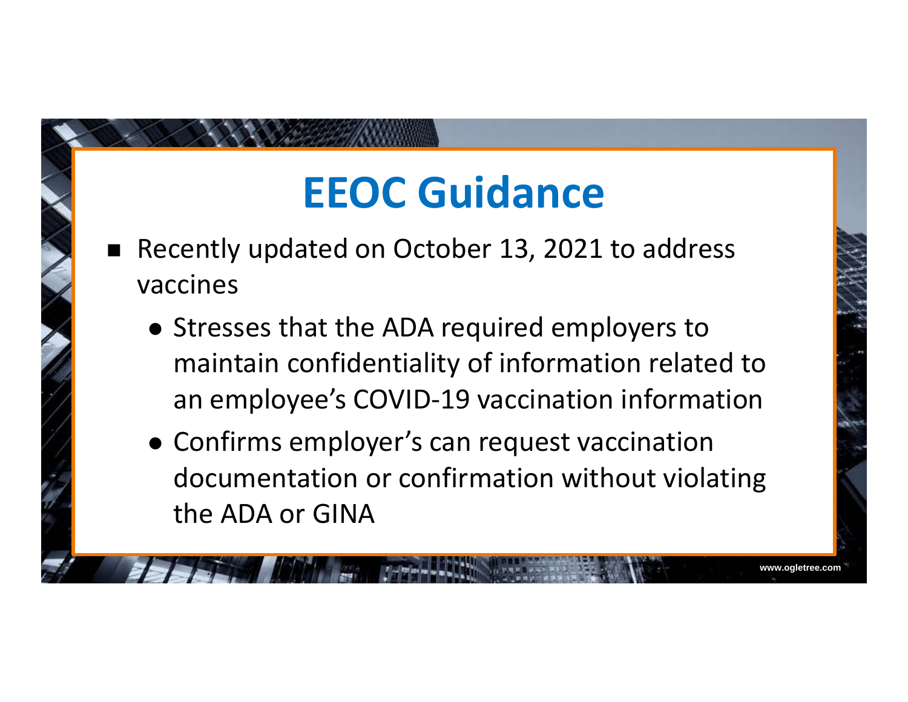# EEOC Guidance

- Recently updated on October 13, 2021 to address vaccines
  - Stresses that the ADA required employers to maintain confidentiality of information related to an employee's COVID-19 vaccination information
  - Confirms employer's can request vaccination documentation or confirmation without violating the ADA or GINA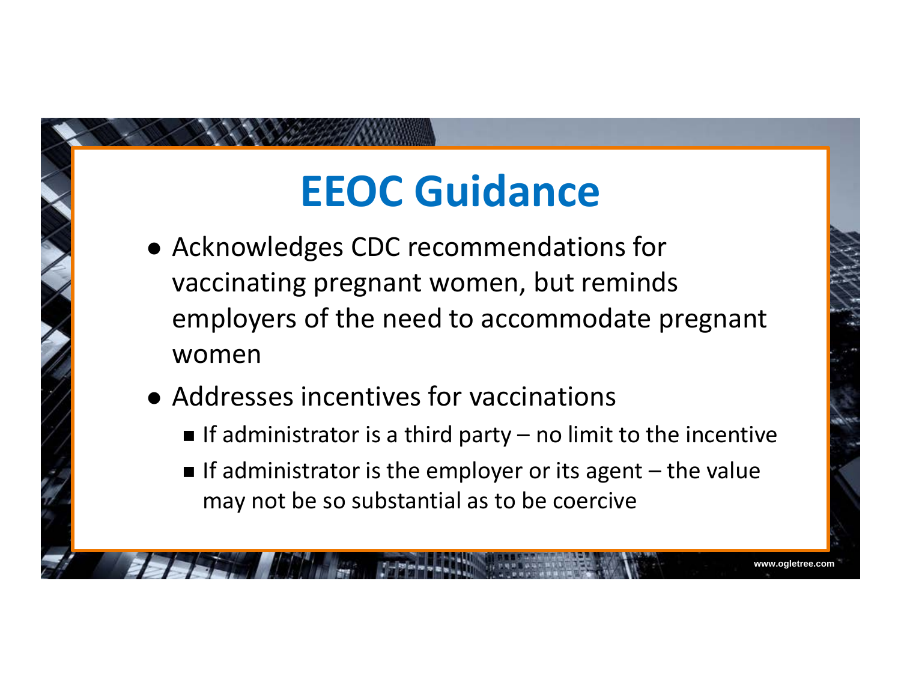# EEOC Guidance

- Acknowledges CDC recommendations for vaccinating pregnant women, but reminds employers of the need to accommodate pregnant women
- Addresses incentives for vaccinations
  - If administrator is a third party – no limit to the incentive
  - If administrator is the employer or its agent – the value may not be so substantial as to be coercive

www.ogletree.com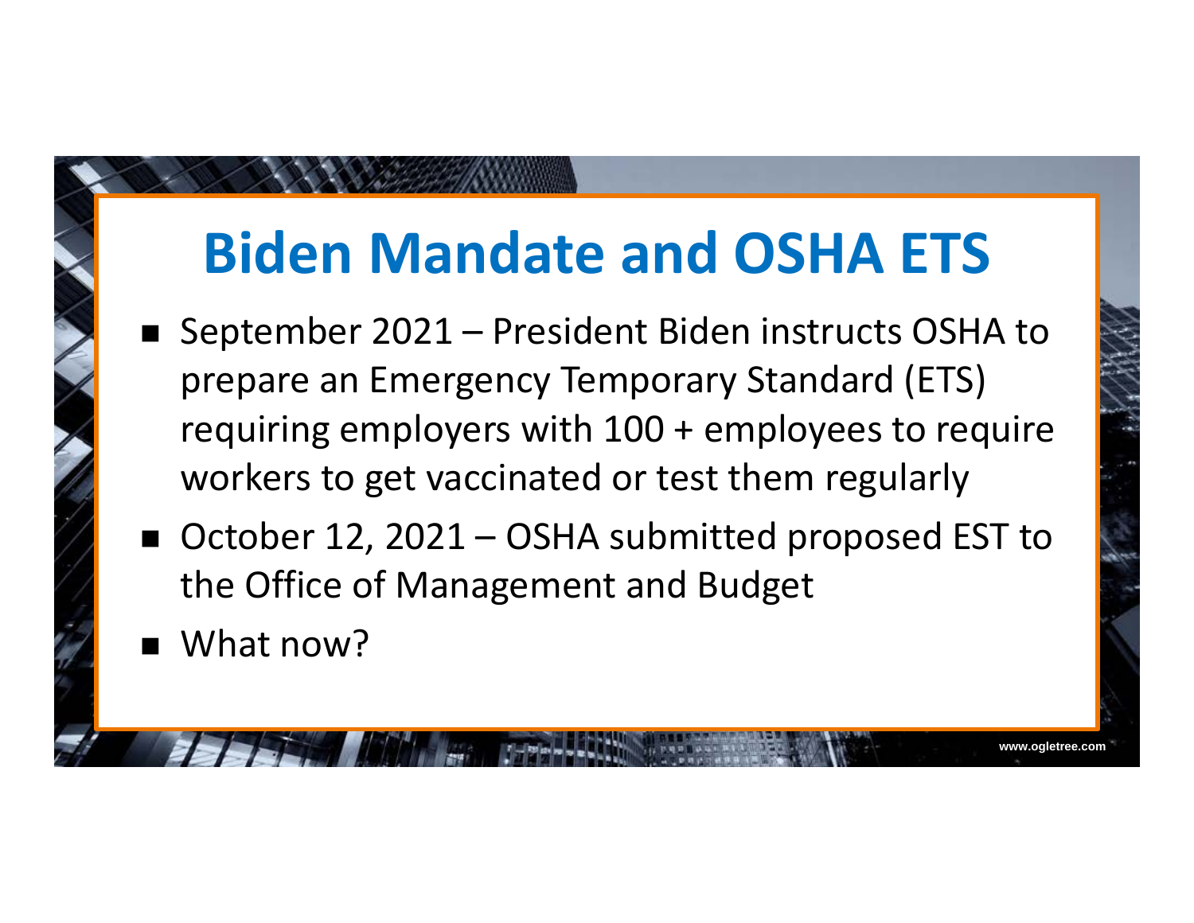# Biden Mandate and OSHA ETS

- September 2021 – President Biden instructs OSHA to prepare an Emergency Temporary Standard (ETS) requiring employers with 100 + employees to require workers to get vaccinated or test them regularly
- October 12, 2021 – OSHA submitted proposed EST to the Office of Management and Budget
- What now?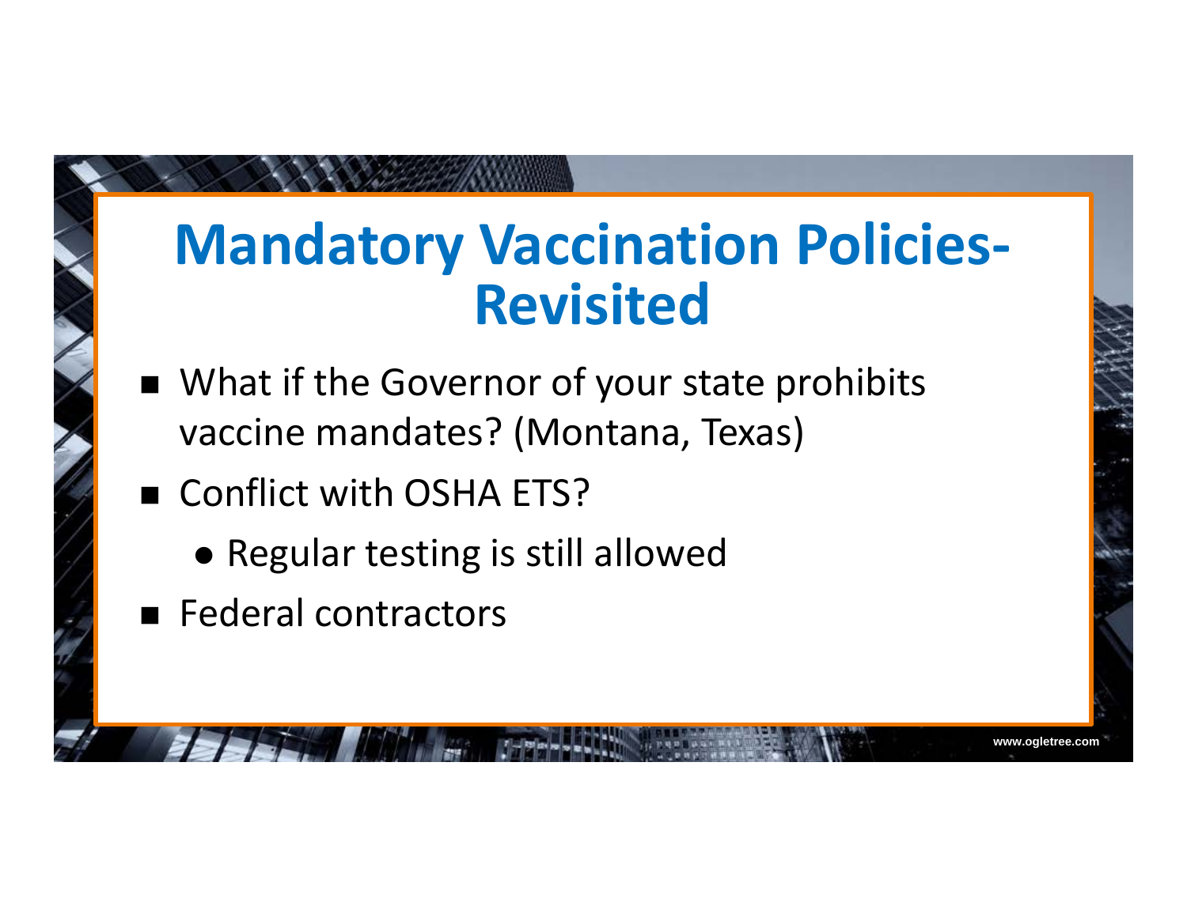# Mandatory Vaccination Policies-Revisited

- What if the Governor of your state prohibits vaccine mandates? (Montana, Texas)
- Conflict with OSHA ETS?
  - Regular testing is still allowed
- Federal contractors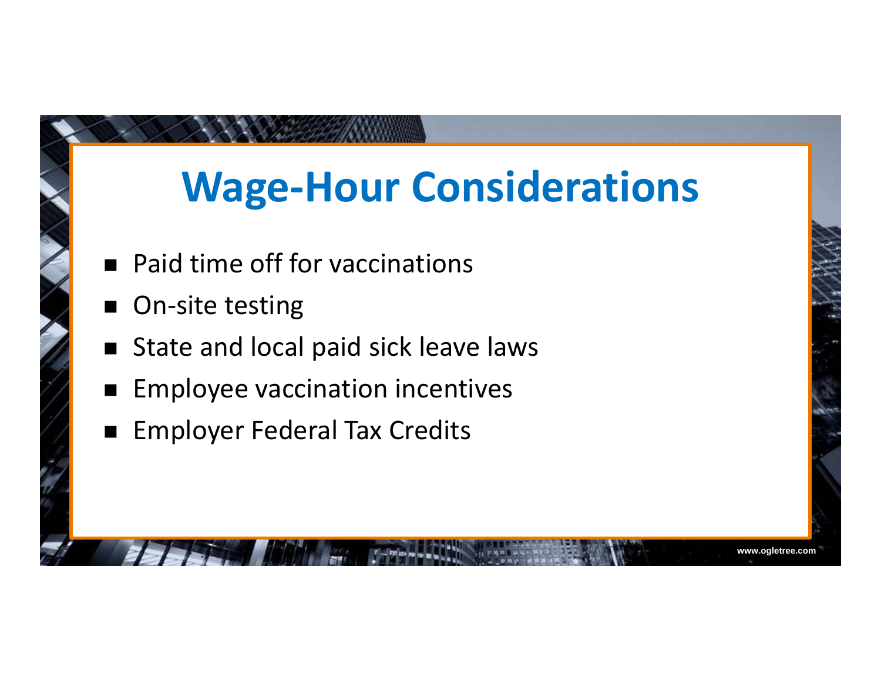# Wage-Hour Considerations

- Paid time off for vaccinations
- On-site testing
- State and local paid sick leave laws
- Employee vaccination incentives
- Employer Federal Tax Credits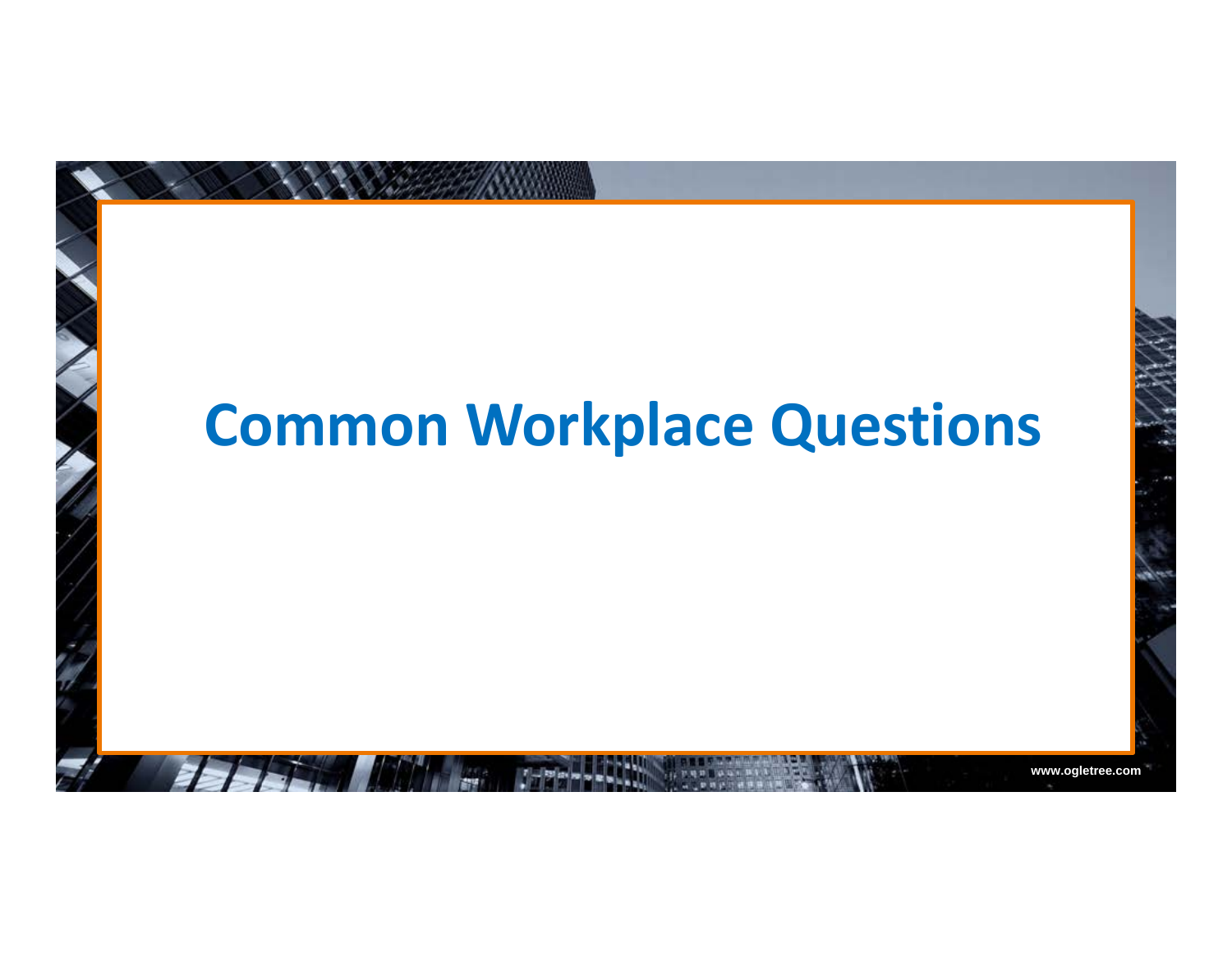# Common Workplace Questions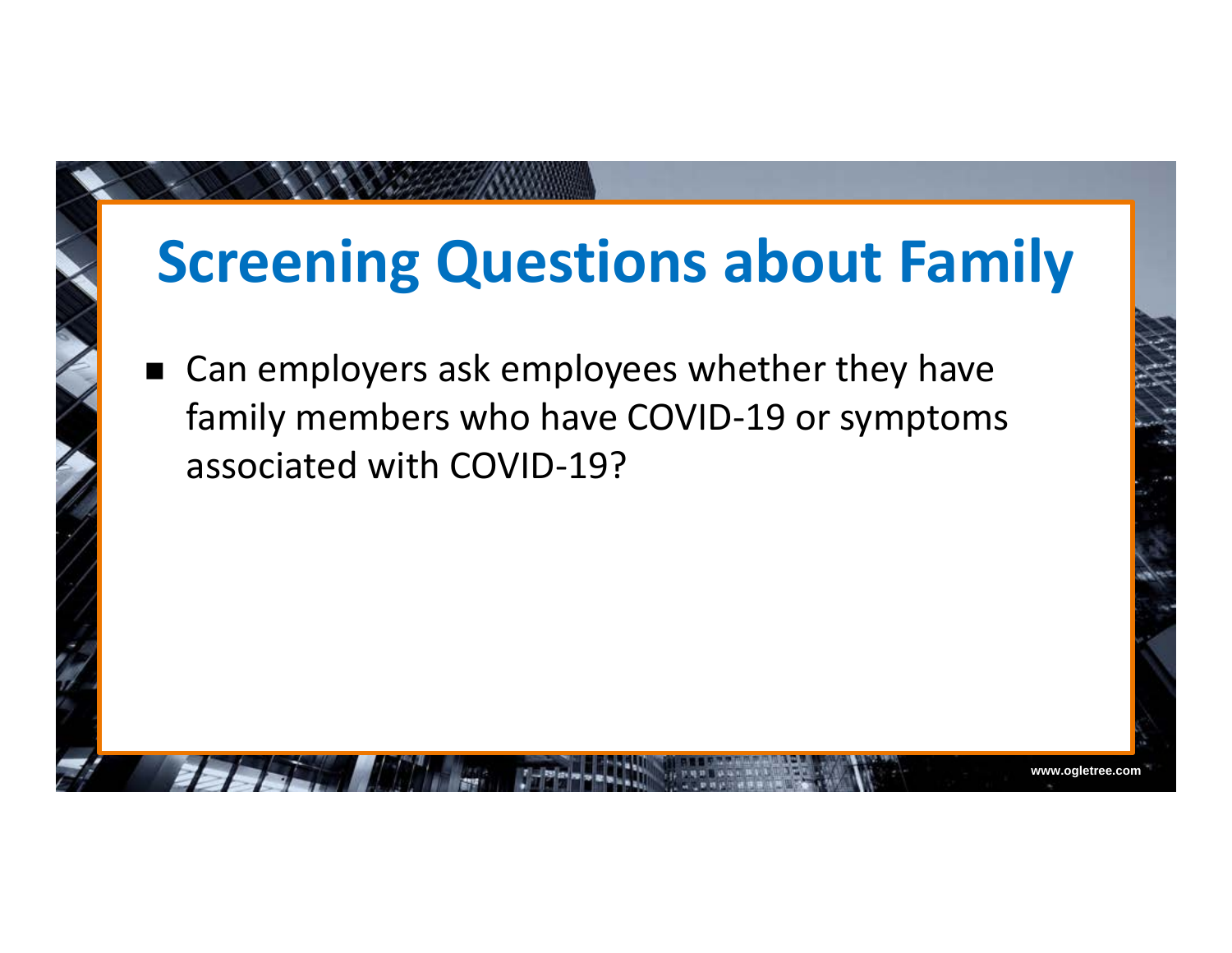# Screening Questions about Family

- Can employers ask employees whether they have family members who have COVID-19 or symptoms associated with COVID-19?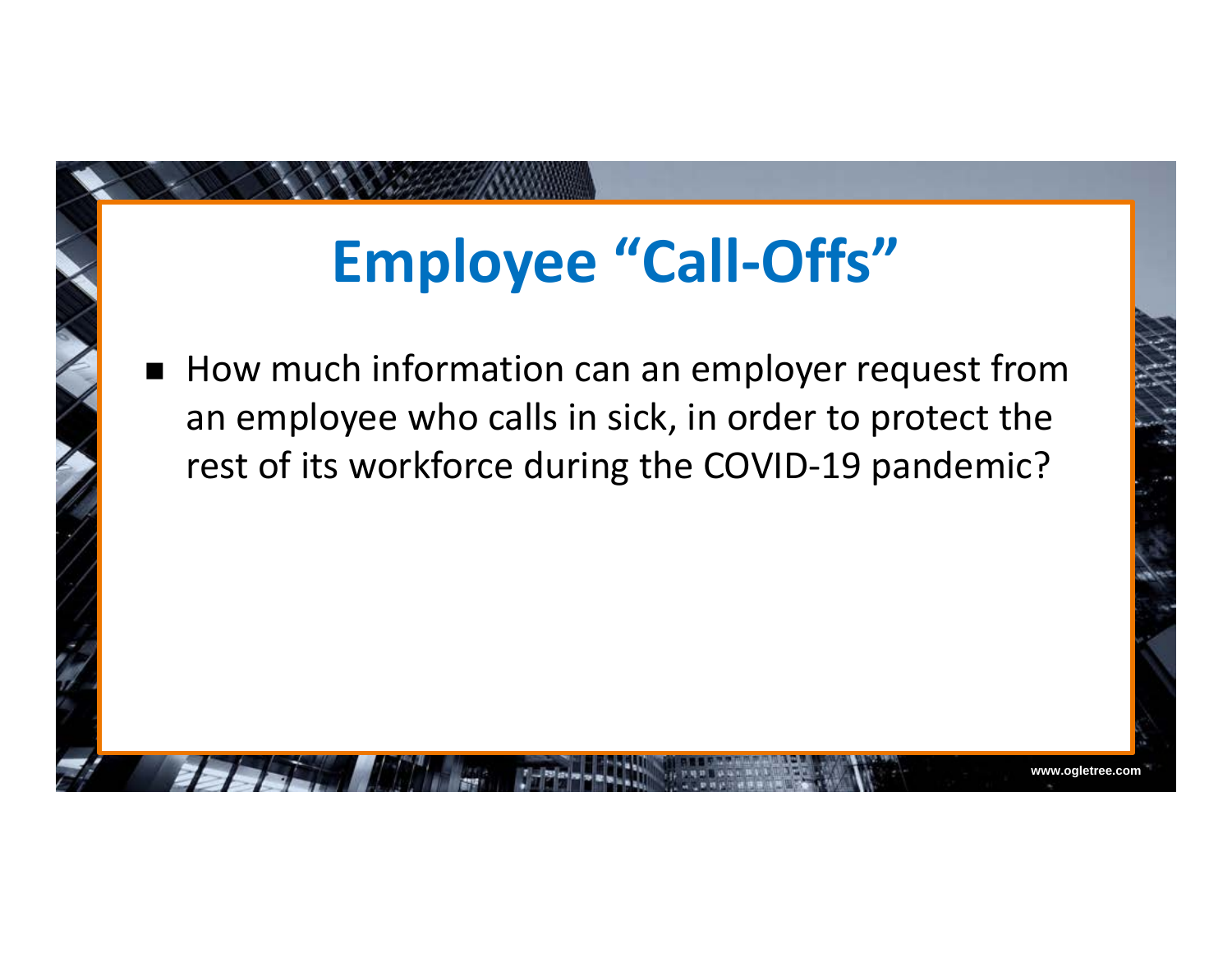# Employee "Call-Offs"

- How much information can an employer request from an employee who calls in sick, in order to protect the rest of its workforce during the COVID-19 pandemic?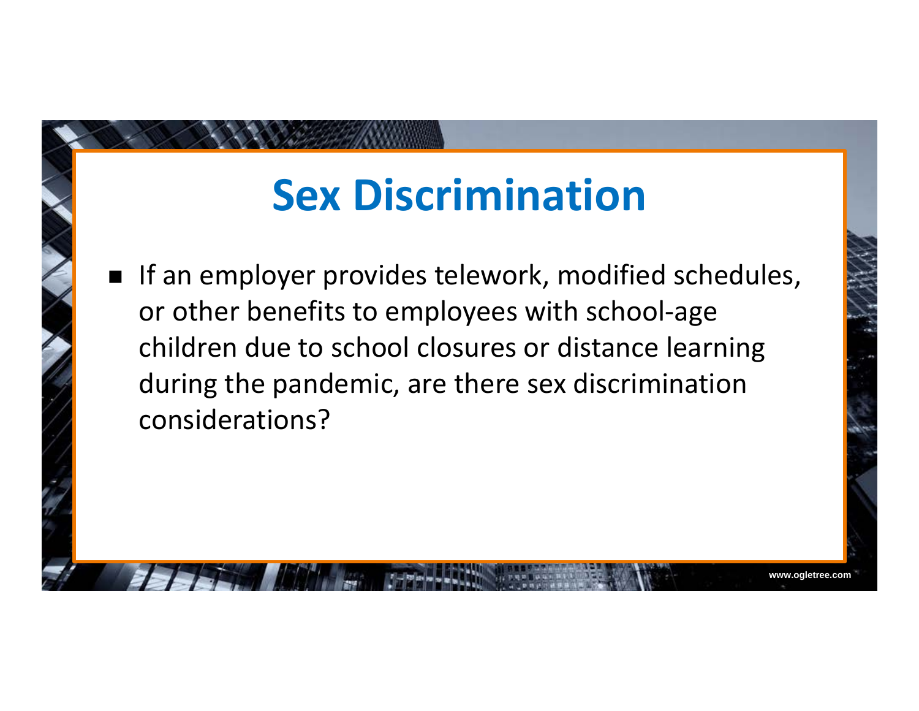# Sex Discrimination

- If an employer provides telework, modified schedules, or other benefits to employees with school-age children due to school closures or distance learning during the pandemic, are there sex discrimination considerations?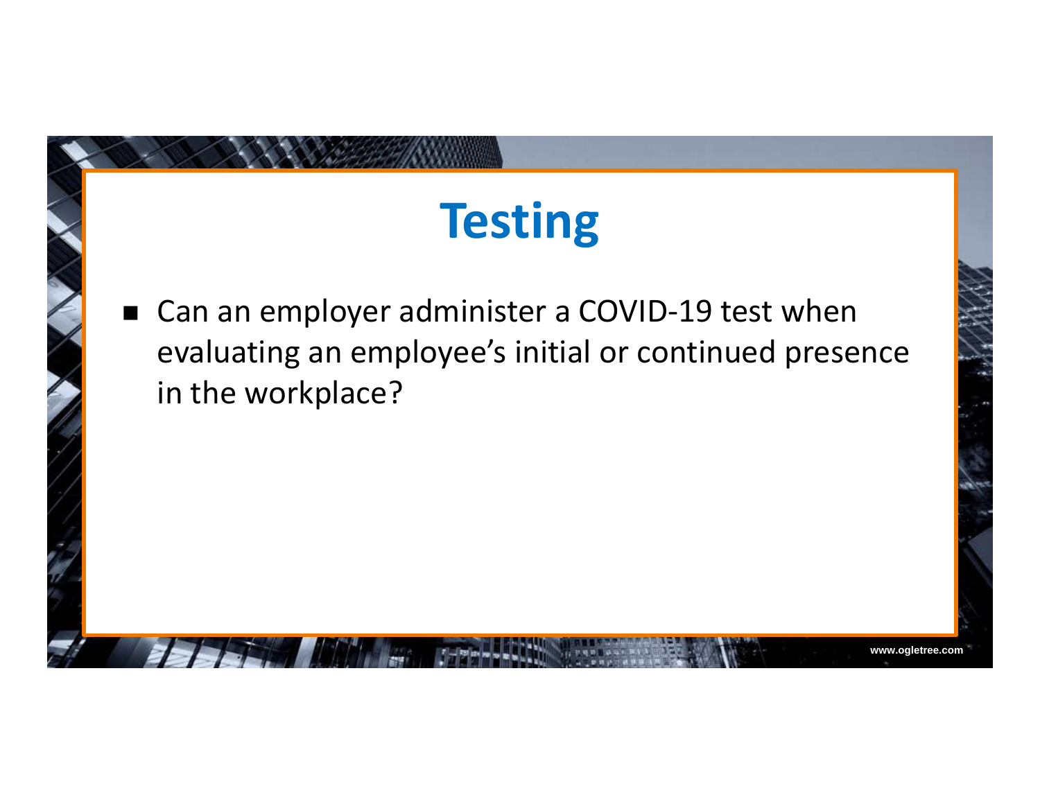# Testing

- Can an employer administer a COVID-19 test when evaluating an employee's initial or continued presence in the workplace?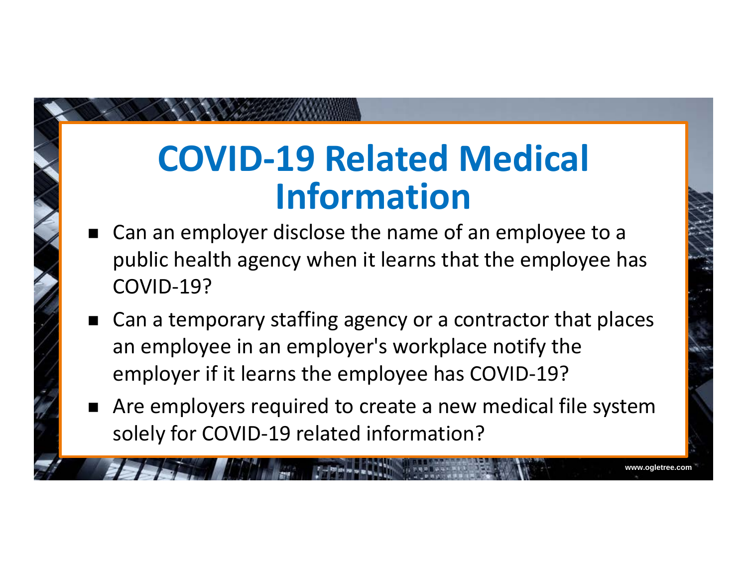# COVID-19 Related Medical Information

- Can an employer disclose the name of an employee to a public health agency when it learns that the employee has COVID-19?
- Can a temporary staffing agency or a contractor that places an employee in an employer's workplace notify the employer if it learns the employee has COVID-19?
- Are employers required to create a new medical file system solely for COVID-19 related information?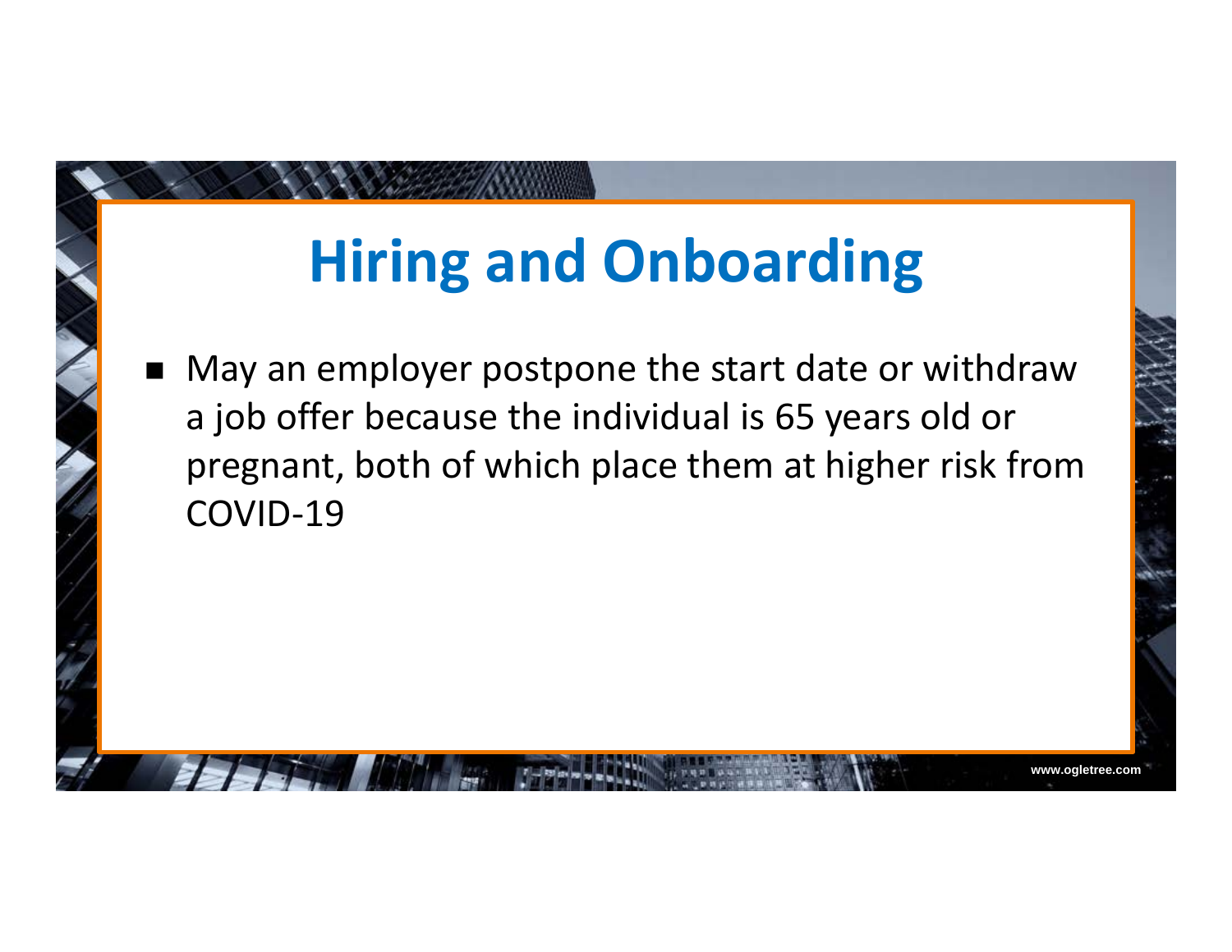# Hiring and Onboarding

- May an employer postpone the start date or withdraw a job offer because the individual is 65 years old or pregnant, both of which place them at higher risk from COVID-19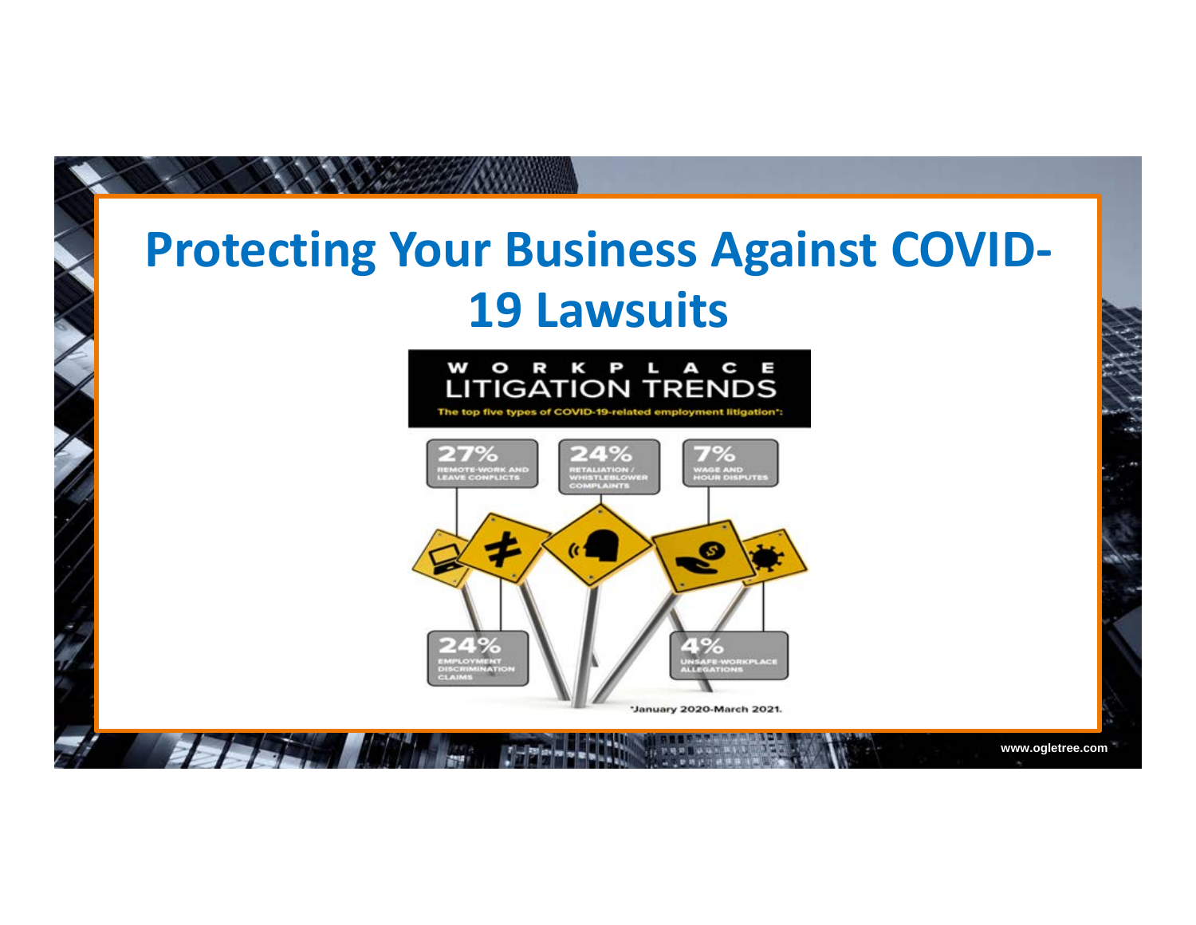# Protecting Your Business Against COVID-19 Lawsuits

WORKPLACE
LITIGATION TRENDS

The top five types of COVID-19-related employment litigation*:

- 27% REMOTE-WORK AND LEAVE CONFLICTS
- 24% RETALIATION / WHISTLEBLOWER COMPLAINTS
- 7% WAGE AND HOUR DISPUTES
- 24% EMPLOYMENT DISCRIMINATION CLAIMS
- 4% UNSAFE-WORKPLACE ALLEGATIONS

*January 2020-March 2021.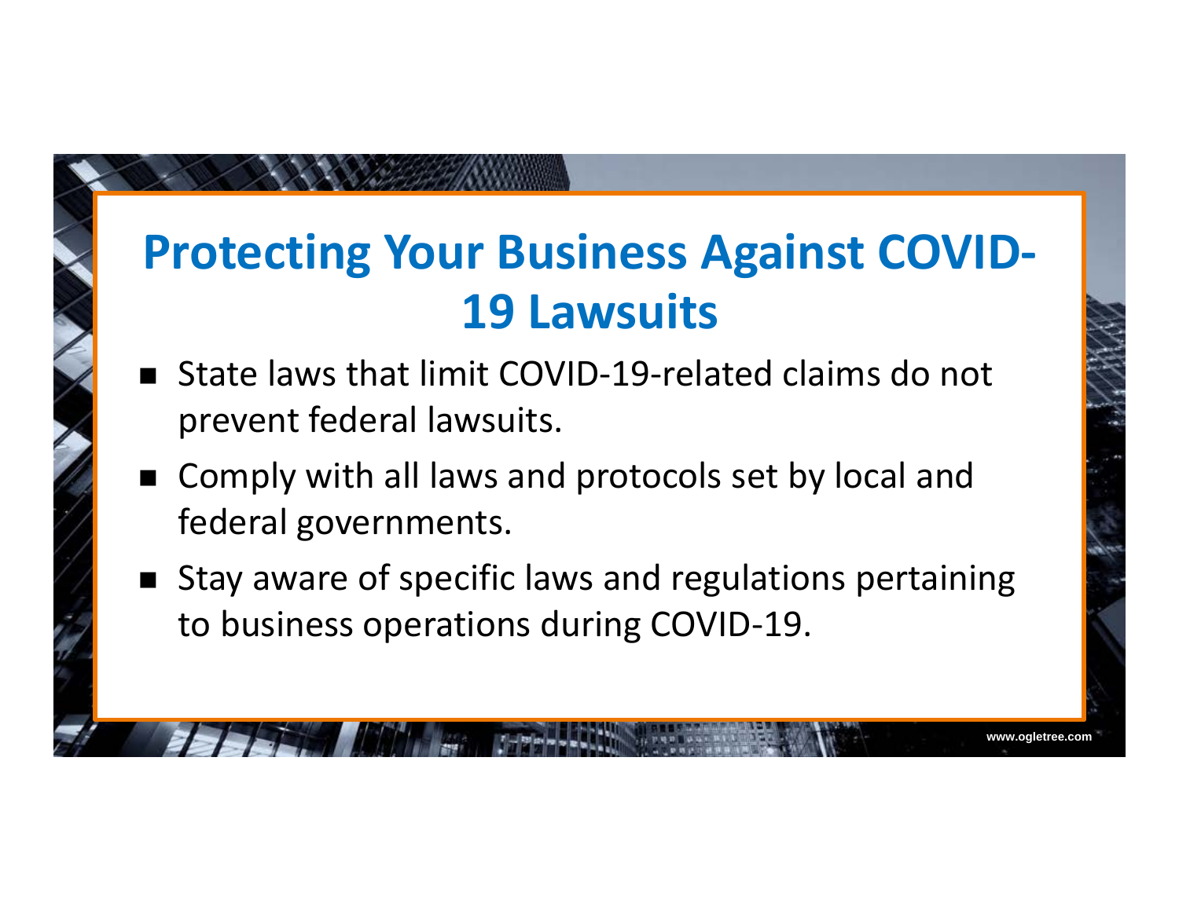# Protecting Your Business Against COVID-19 Lawsuits

- State laws that limit COVID-19-related claims do not prevent federal lawsuits.
- Comply with all laws and protocols set by local and federal governments.
- Stay aware of specific laws and regulations pertaining to business operations during COVID-19.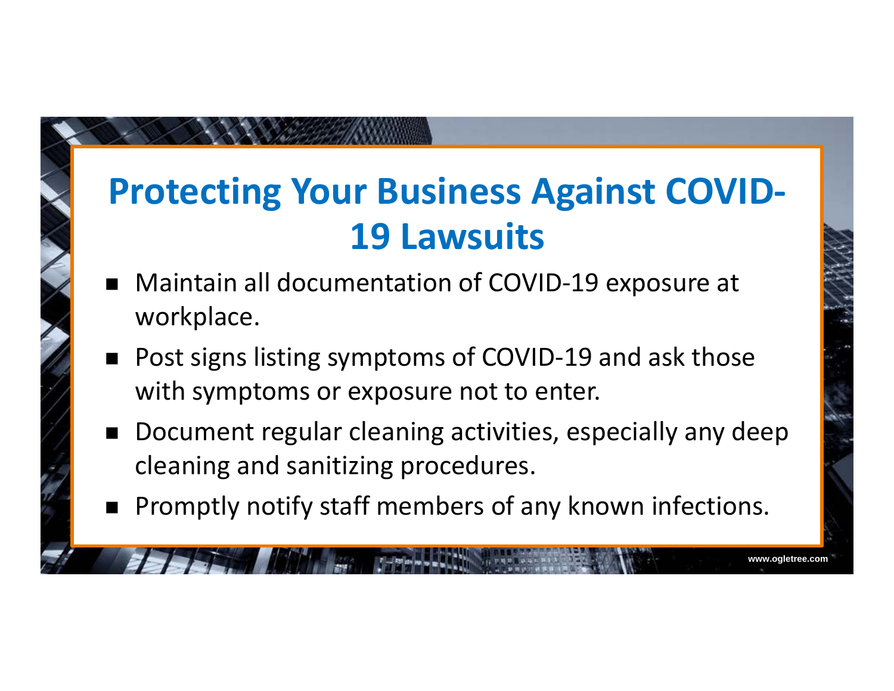# Protecting Your Business Against COVID-19 Lawsuits

- Maintain all documentation of COVID-19 exposure at workplace.
- Post signs listing symptoms of COVID-19 and ask those with symptoms or exposure not to enter.
- Document regular cleaning activities, especially any deep cleaning and sanitizing procedures.
- Promptly notify staff members of any known infections.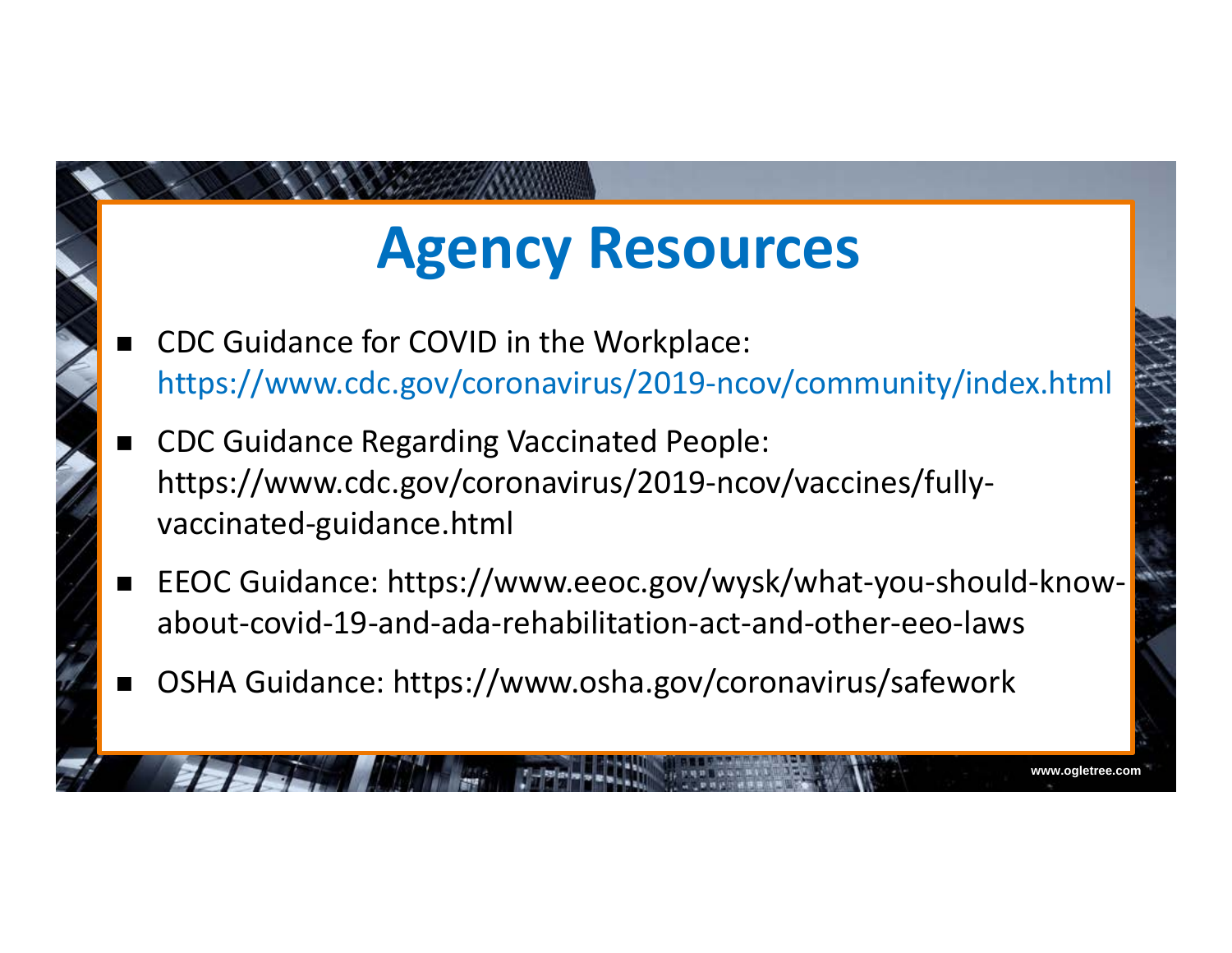# Agency Resources

- CDC Guidance for COVID in the Workplace: https://www.cdc.gov/coronavirus/2019-ncov/community/index.html
- CDC Guidance Regarding Vaccinated People: https://www.cdc.gov/coronavirus/2019-ncov/vaccines/fully-vaccinated-guidance.html
- EEOC Guidance: https://www.eeoc.gov/wysk/what-you-should-know-about-covid-19-and-ada-rehabilitation-act-and-other-eeo-laws
- OSHA Guidance: https://www.osha.gov/coronavirus/safework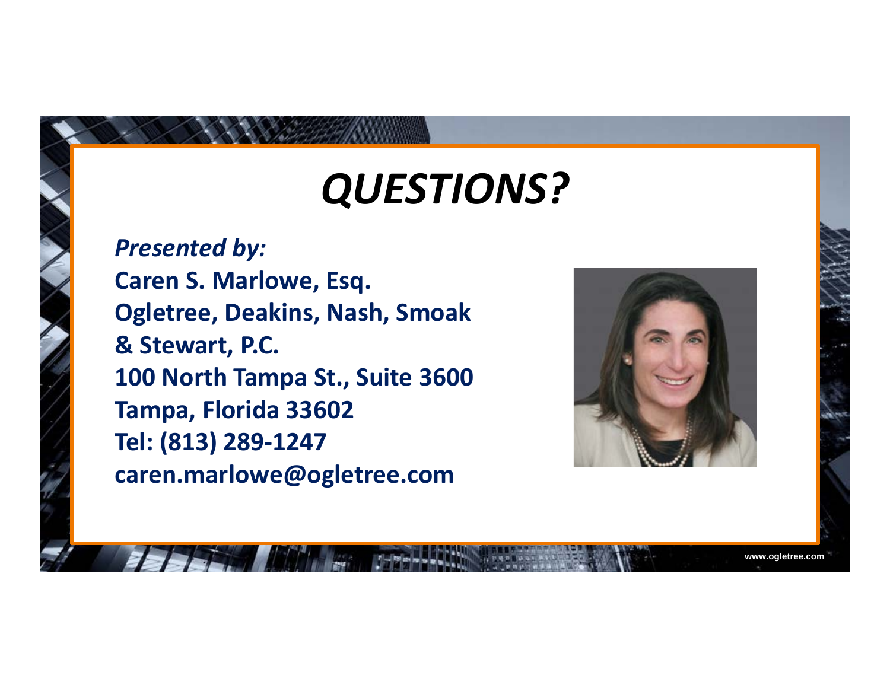# *QUESTIONS?*

***Presented by:***

**Caren S. Marlowe, Esq.**
**Ogletree, Deakins, Nash, Smoak & Stewart, P.C.**
**100 North Tampa St., Suite 3600**
**Tampa, Florida 33602**
**Tel: (813) 289-1247**
**caren.marlowe@ogletree.com**

www.ogletree.com